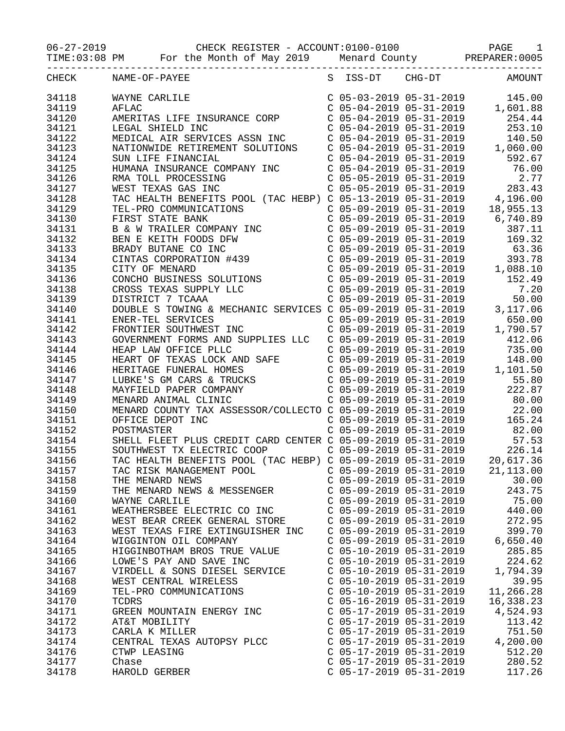06-27-2019 CHECK REGISTER - ACCOUNT:0100-0100 PAGE 1
TIME:03:08 PM For the Month of May 2019 Menard County PREPARER:0005

| CHECK | NAME-OF-PAYEE | S | ISS-DT | CHG-DT | AMOUNT |
|---|---|---|---|---|---|
| 34118 | WAYNE CARLILE | C | 05-03-2019 | 05-31-2019 | 145.00 |
| 34119 | AFLAC | C | 05-04-2019 | 05-31-2019 | 1,601.88 |
| 34120 | AMERITAS LIFE INSURANCE CORP | C | 05-04-2019 | 05-31-2019 | 254.44 |
| 34121 | LEGAL SHIELD INC | C | 05-04-2019 | 05-31-2019 | 253.10 |
| 34122 | MEDICAL AIR SERVICES ASSN INC | C | 05-04-2019 | 05-31-2019 | 140.50 |
| 34123 | NATIONWIDE RETIREMENT SOLUTIONS | C | 05-04-2019 | 05-31-2019 | 1,060.00 |
| 34124 | SUN LIFE FINANCIAL | C | 05-04-2019 | 05-31-2019 | 592.67 |
| 34125 | HUMANA INSURANCE COMPANY INC | C | 05-04-2019 | 05-31-2019 | 76.00 |
| 34126 | RMA TOLL PROCESSING | C | 05-05-2019 | 05-31-2019 | 2.77 |
| 34127 | WEST TEXAS GAS INC | C | 05-05-2019 | 05-31-2019 | 283.43 |
| 34128 | TAC HEALTH BENEFITS POOL (TAC HEBP) | C | 05-13-2019 | 05-31-2019 | 4,196.00 |
| 34129 | TEL-PRO COMMUNICATIONS | C | 05-09-2019 | 05-31-2019 | 18,955.13 |
| 34130 | FIRST STATE BANK | C | 05-09-2019 | 05-31-2019 | 6,740.89 |
| 34131 | B & W TRAILER COMPANY INC | C | 05-09-2019 | 05-31-2019 | 387.11 |
| 34132 | BEN E KEITH FOODS DFW | C | 05-09-2019 | 05-31-2019 | 169.32 |
| 34133 | BRADY BUTANE CO INC | C | 05-09-2019 | 05-31-2019 | 63.36 |
| 34134 | CINTAS CORPORATION #439 | C | 05-09-2019 | 05-31-2019 | 393.78 |
| 34135 | CITY OF MENARD | C | 05-09-2019 | 05-31-2019 | 1,088.10 |
| 34136 | CONCHO BUSINESS SOLUTIONS | C | 05-09-2019 | 05-31-2019 | 152.49 |
| 34138 | CROSS TEXAS SUPPLY LLC | C | 05-09-2019 | 05-31-2019 | 7.20 |
| 34139 | DISTRICT 7 TCAAA | C | 05-09-2019 | 05-31-2019 | 50.00 |
| 34140 | DOUBLE S TOWING & MECHANIC SERVICES | C | 05-09-2019 | 05-31-2019 | 3,117.06 |
| 34141 | ENER-TEL SERVICES | C | 05-09-2019 | 05-31-2019 | 650.00 |
| 34142 | FRONTIER SOUTHWEST INC | C | 05-09-2019 | 05-31-2019 | 1,790.57 |
| 34143 | GOVERNMENT FORMS AND SUPPLIES LLC | C | 05-09-2019 | 05-31-2019 | 412.06 |
| 34144 | HEAP LAW OFFICE PLLC | C | 05-09-2019 | 05-31-2019 | 735.00 |
| 34145 | HEART OF TEXAS LOCK AND SAFE | C | 05-09-2019 | 05-31-2019 | 148.00 |
| 34146 | HERITAGE FUNERAL HOMES | C | 05-09-2019 | 05-31-2019 | 1,101.50 |
| 34147 | LUBKE'S GM CARS & TRUCKS | C | 05-09-2019 | 05-31-2019 | 55.80 |
| 34148 | MAYFIELD PAPER COMPANY | C | 05-09-2019 | 05-31-2019 | 222.87 |
| 34149 | MENARD ANIMAL CLINIC | C | 05-09-2019 | 05-31-2019 | 80.00 |
| 34150 | MENARD COUNTY TAX ASSESSOR/COLLECTO | C | 05-09-2019 | 05-31-2019 | 22.00 |
| 34151 | OFFICE DEPOT INC | C | 05-09-2019 | 05-31-2019 | 165.24 |
| 34152 | POSTMASTER | C | 05-09-2019 | 05-31-2019 | 82.00 |
| 34154 | SHELL FLEET PLUS CREDIT CARD CENTER | C | 05-09-2019 | 05-31-2019 | 57.53 |
| 34155 | SOUTHWEST TX ELECTRIC COOP | C | 05-09-2019 | 05-31-2019 | 226.14 |
| 34156 | TAC HEALTH BENEFITS POOL (TAC HEBP) | C | 05-09-2019 | 05-31-2019 | 20,617.36 |
| 34157 | TAC RISK MANAGEMENT POOL | C | 05-09-2019 | 05-31-2019 | 21,113.00 |
| 34158 | THE MENARD NEWS | C | 05-09-2019 | 05-31-2019 | 30.00 |
| 34159 | THE MENARD NEWS & MESSENGER | C | 05-09-2019 | 05-31-2019 | 243.75 |
| 34160 | WAYNE CARLILE | C | 05-09-2019 | 05-31-2019 | 75.00 |
| 34161 | WEATHERSBEE ELECTRIC CO INC | C | 05-09-2019 | 05-31-2019 | 440.00 |
| 34162 | WEST BEAR CREEK GENERAL STORE | C | 05-09-2019 | 05-31-2019 | 272.95 |
| 34163 | WEST TEXAS FIRE EXTINGUISHER INC | C | 05-09-2019 | 05-31-2019 | 399.70 |
| 34164 | WIGGINTON OIL COMPANY | C | 05-09-2019 | 05-31-2019 | 6,650.40 |
| 34165 | HIGGINBOTHAM BROS TRUE VALUE | C | 05-10-2019 | 05-31-2019 | 285.85 |
| 34166 | LOWE'S PAY AND SAVE INC | C | 05-10-2019 | 05-31-2019 | 224.62 |
| 34167 | VIRDELL & SONS DIESEL SERVICE | C | 05-10-2019 | 05-31-2019 | 1,794.39 |
| 34168 | WEST CENTRAL WIRELESS | C | 05-10-2019 | 05-31-2019 | 39.95 |
| 34169 | TEL-PRO COMMUNICATIONS | C | 05-10-2019 | 05-31-2019 | 11,266.28 |
| 34170 | TCDRS | C | 05-16-2019 | 05-31-2019 | 16,338.23 |
| 34171 | GREEN MOUNTAIN ENERGY INC | C | 05-17-2019 | 05-31-2019 | 4,524.93 |
| 34172 | AT&T MOBILITY | C | 05-17-2019 | 05-31-2019 | 113.42 |
| 34173 | CARLA K MILLER | C | 05-17-2019 | 05-31-2019 | 751.50 |
| 34174 | CENTRAL TEXAS AUTOPSY PLCC | C | 05-17-2019 | 05-31-2019 | 4,200.00 |
| 34176 | CTWP LEASING | C | 05-17-2019 | 05-31-2019 | 512.20 |
| 34177 | Chase | C | 05-17-2019 | 05-31-2019 | 280.52 |
| 34178 | HAROLD GERBER | C | 05-17-2019 | 05-31-2019 | 117.26 |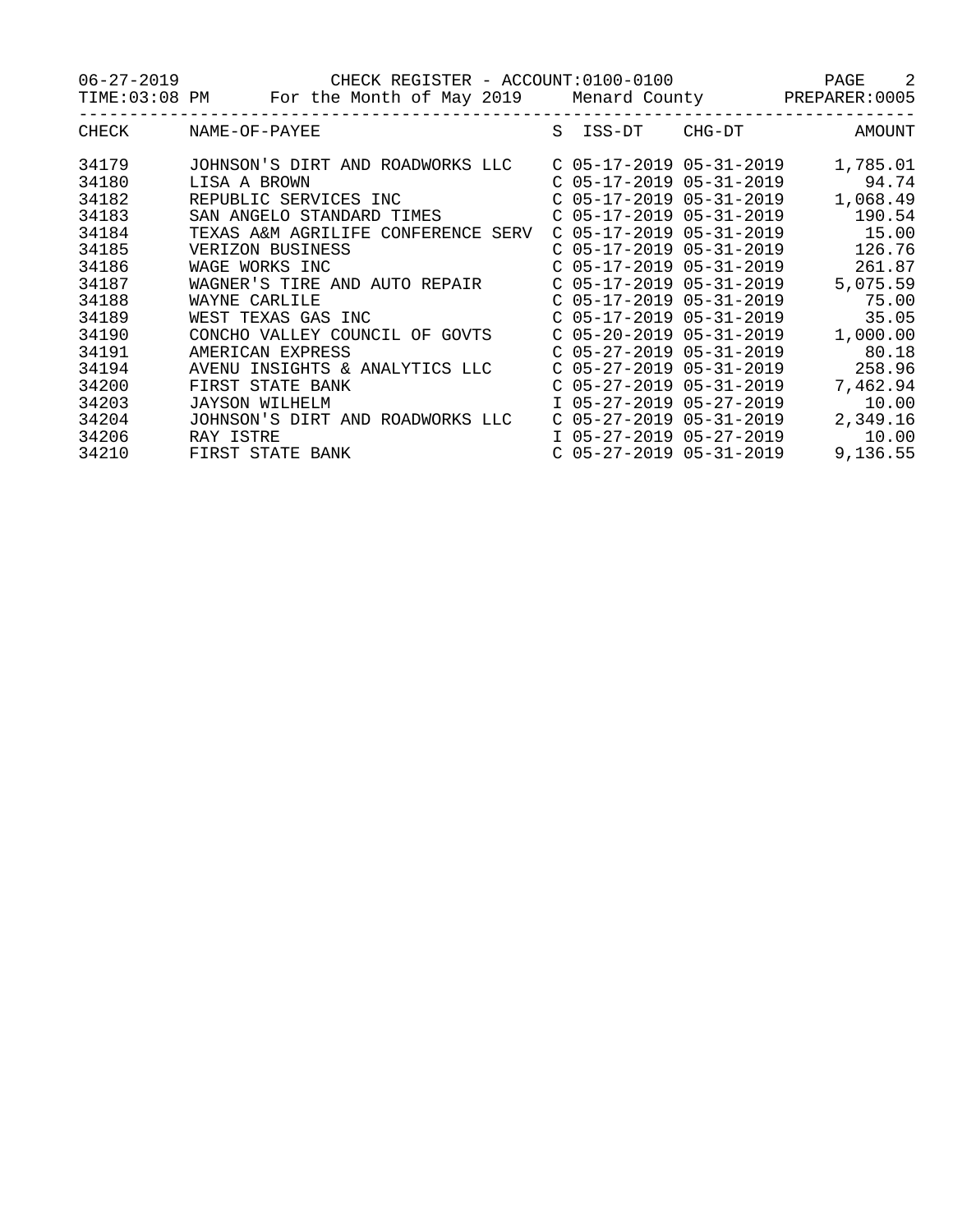06-27-2019 CHECK REGISTER - ACCOUNT:0100-0100
TIME:03:08 PM For the Month of May 2019 Menard County PREPARER:0005

| CHECK | NAME-OF-PAYEE | S | ISS-DT | CHG-DT | AMOUNT |
|---|---|---|---|---|---|
| 34179 | JOHNSON'S DIRT AND ROADWORKS LLC | C | 05-17-2019 | 05-31-2019 | 1,785.01 |
| 34180 | LISA A BROWN | C | 05-17-2019 | 05-31-2019 | 94.74 |
| 34182 | REPUBLIC SERVICES INC | C | 05-17-2019 | 05-31-2019 | 1,068.49 |
| 34183 | SAN ANGELO STANDARD TIMES | C | 05-17-2019 | 05-31-2019 | 190.54 |
| 34184 | TEXAS A&M AGRILIFE CONFERENCE SERV | C | 05-17-2019 | 05-31-2019 | 15.00 |
| 34185 | VERIZON BUSINESS | C | 05-17-2019 | 05-31-2019 | 126.76 |
| 34186 | WAGE WORKS INC | C | 05-17-2019 | 05-31-2019 | 261.87 |
| 34187 | WAGNER'S TIRE AND AUTO REPAIR | C | 05-17-2019 | 05-31-2019 | 5,075.59 |
| 34188 | WAYNE CARLILE | C | 05-17-2019 | 05-31-2019 | 75.00 |
| 34189 | WEST TEXAS GAS INC | C | 05-17-2019 | 05-31-2019 | 35.05 |
| 34190 | CONCHO VALLEY COUNCIL OF GOVTS | C | 05-20-2019 | 05-31-2019 | 1,000.00 |
| 34191 | AMERICAN EXPRESS | C | 05-27-2019 | 05-31-2019 | 80.18 |
| 34194 | AVENU INSIGHTS & ANALYTICS LLC | C | 05-27-2019 | 05-31-2019 | 258.96 |
| 34200 | FIRST STATE BANK | C | 05-27-2019 | 05-31-2019 | 7,462.94 |
| 34203 | JAYSON WILHELM | I | 05-27-2019 | 05-27-2019 | 10.00 |
| 34204 | JOHNSON'S DIRT AND ROADWORKS LLC | C | 05-27-2019 | 05-31-2019 | 2,349.16 |
| 34206 | RAY ISTRE | I | 05-27-2019 | 05-27-2019 | 10.00 |
| 34210 | FIRST STATE BANK | C | 05-27-2019 | 05-31-2019 | 9,136.55 |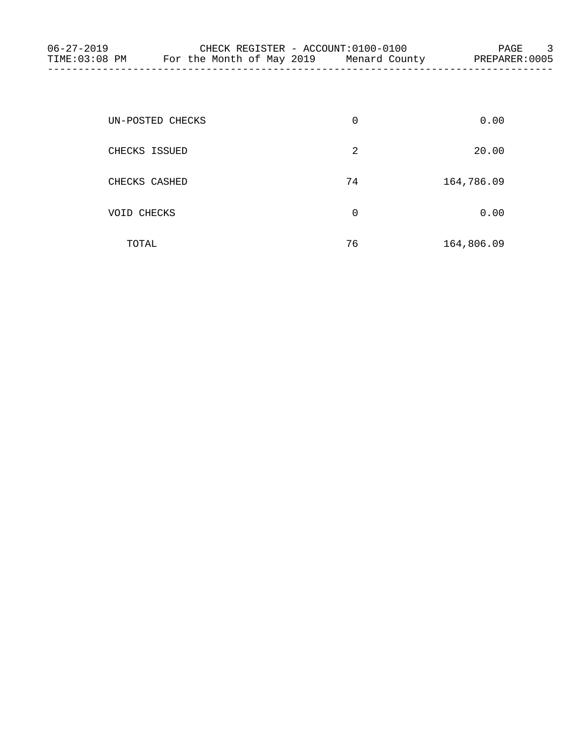| | | |
|---|---|---|
| UN-POSTED CHECKS | 0 | 0.00 |
| CHECKS ISSUED | 2 | 20.00 |
| CHECKS CASHED | 74 | 164,786.09 |
| VOID CHECKS | 0 | 0.00 |
| TOTAL | 76 | 164,806.09 |